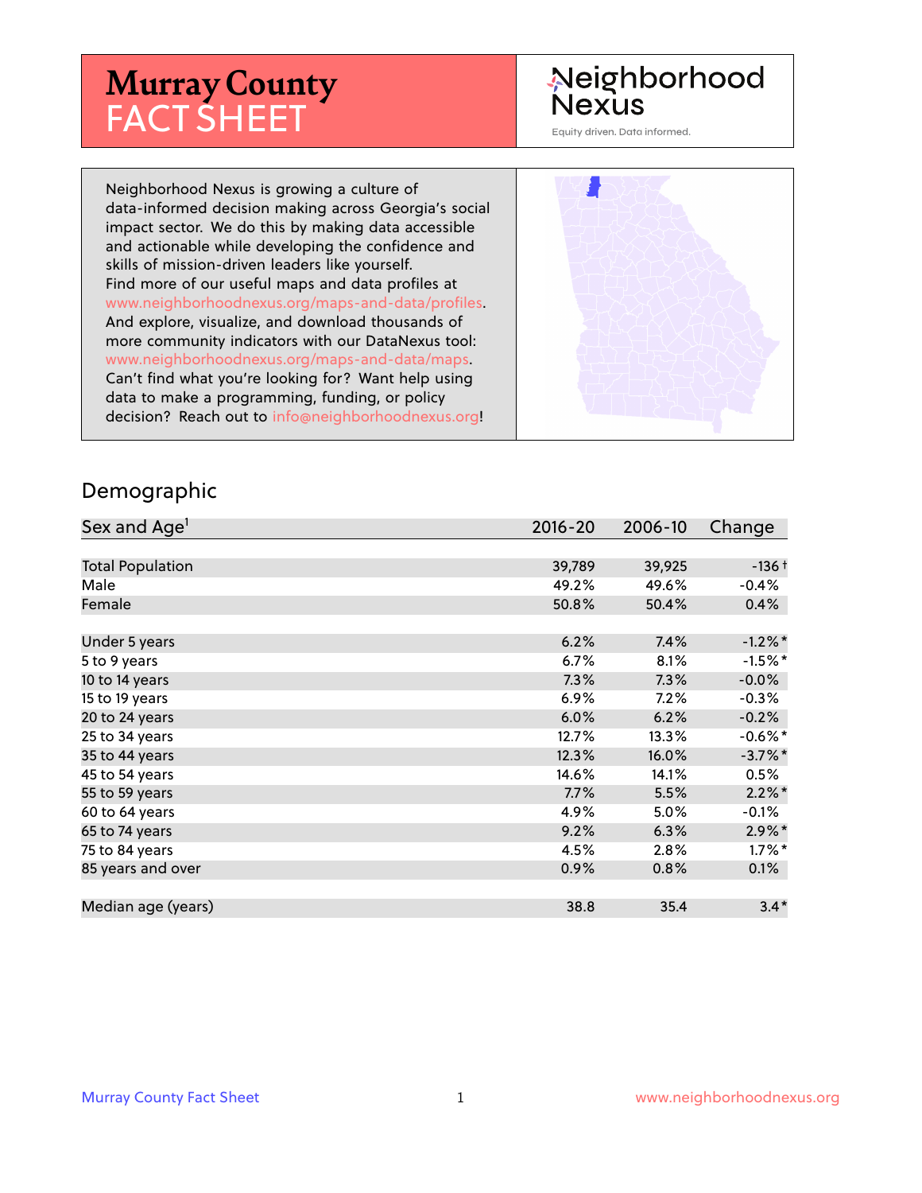# Murray County FACT SHEET

Neighborhood Nexus

Equity driven. Data informed.

Neighborhood Nexus is growing a culture of data-informed decision making across Georgia's social impact sector. We do this by making data accessible and actionable while developing the confidence and skills of mission-driven leaders like yourself. Find more of our useful maps and data profiles at www.neighborhoodnexus.org/maps-and-data/profiles. And explore, visualize, and download thousands of more community indicators with our DataNexus tool: www.neighborhoodnexus.org/maps-and-data/maps. Can't find what you're looking for? Want help using data to make a programming, funding, or policy decision? Reach out to info@neighborhoodnexus.org!

## Demographic

| Sex and Age[1] | 2016-20 | 2006-10 | Change |
|---|---|---|---|
| Total Population | 39,789 | 39,925 | -136 † |
| Male | 49.2% | 49.6% | -0.4% |
| Female | 50.8% | 50.4% | 0.4% |
| | | | |
| Under 5 years | 6.2% | 7.4% | -1.2% * |
| 5 to 9 years | 6.7% | 8.1% | -1.5% * |
| 10 to 14 years | 7.3% | 7.3% | -0.0% |
| 15 to 19 years | 6.9% | 7.2% | -0.3% |
| 20 to 24 years | 6.0% | 6.2% | -0.2% |
| 25 to 34 years | 12.7% | 13.3% | -0.6% * |
| 35 to 44 years | 12.3% | 16.0% | -3.7% * |
| 45 to 54 years | 14.6% | 14.1% | 0.5% |
| 55 to 59 years | 7.7% | 5.5% | 2.2% * |
| 60 to 64 years | 4.9% | 5.0% | -0.1% |
| 65 to 74 years | 9.2% | 6.3% | 2.9% * |
| 75 to 84 years | 4.5% | 2.8% | 1.7% * |
| 85 years and over | 0.9% | 0.8% | 0.1% |
| | | | |
| Median age (years) | 38.8 | 35.4 | 3.4 * |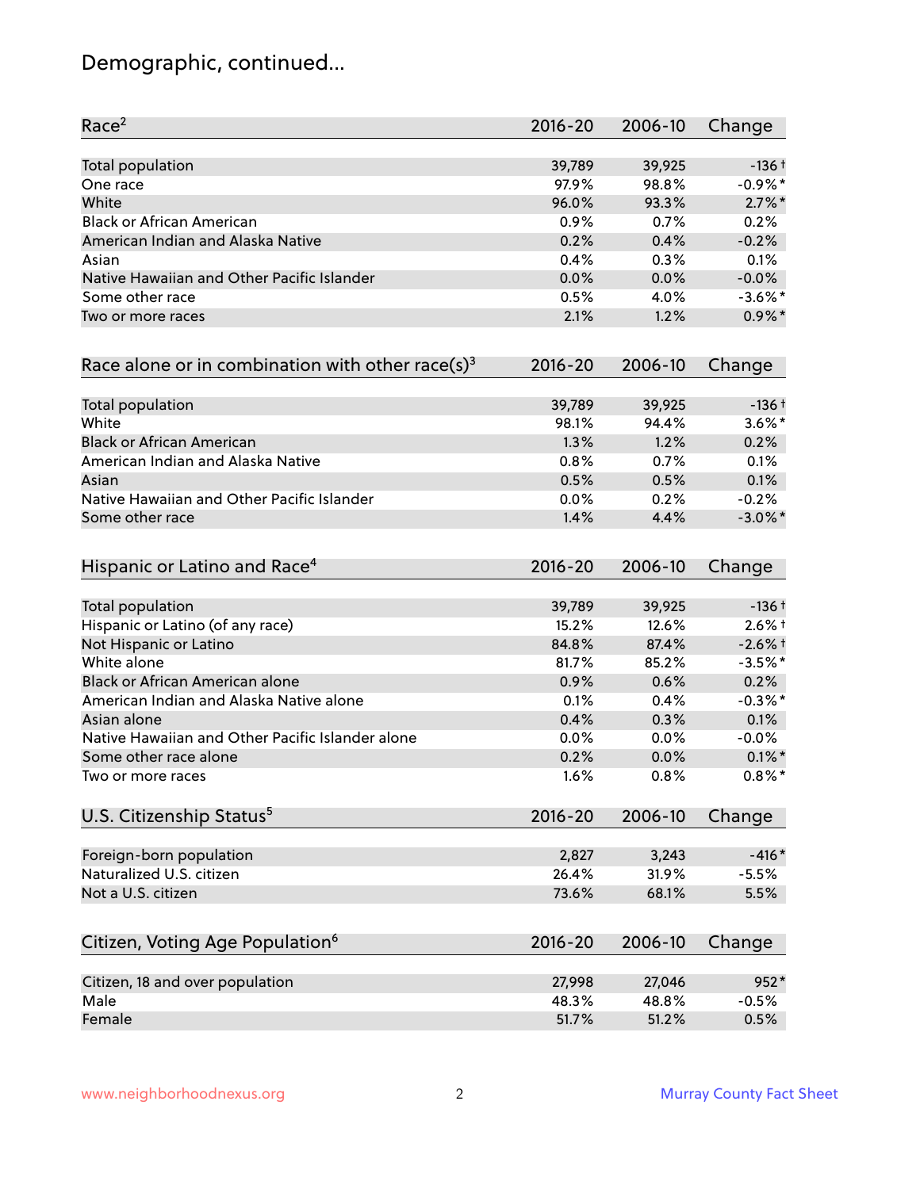# Demographic, continued...

| Race[2] | 2016-20 | 2006-10 | Change |
|---|---|---|---|
| Total population | 39,789 | 39,925 | -136 † |
| One race | 97.9% | 98.8% | -0.9% * |
| White | 96.0% | 93.3% | 2.7% * |
| Black or African American | 0.9% | 0.7% | 0.2% |
| American Indian and Alaska Native | 0.2% | 0.4% | -0.2% |
| Asian | 0.4% | 0.3% | 0.1% |
| Native Hawaiian and Other Pacific Islander | 0.0% | 0.0% | -0.0% |
| Some other race | 0.5% | 4.0% | -3.6% * |
| Two or more races | 2.1% | 1.2% | 0.9% * |

| Race alone or in combination with other race(s)[3] | 2016-20 | 2006-10 | Change |
|---|---|---|---|
| Total population | 39,789 | 39,925 | -136 † |
| White | 98.1% | 94.4% | 3.6% * |
| Black or African American | 1.3% | 1.2% | 0.2% |
| American Indian and Alaska Native | 0.8% | 0.7% | 0.1% |
| Asian | 0.5% | 0.5% | 0.1% |
| Native Hawaiian and Other Pacific Islander | 0.0% | 0.2% | -0.2% |
| Some other race | 1.4% | 4.4% | -3.0% * |

| Hispanic or Latino and Race[4] | 2016-20 | 2006-10 | Change |
|---|---|---|---|
| Total population | 39,789 | 39,925 | -136 † |
| Hispanic or Latino (of any race) | 15.2% | 12.6% | 2.6% † |
| Not Hispanic or Latino | 84.8% | 87.4% | -2.6% † |
| White alone | 81.7% | 85.2% | -3.5% * |
| Black or African American alone | 0.9% | 0.6% | 0.2% |
| American Indian and Alaska Native alone | 0.1% | 0.4% | -0.3% * |
| Asian alone | 0.4% | 0.3% | 0.1% |
| Native Hawaiian and Other Pacific Islander alone | 0.0% | 0.0% | -0.0% |
| Some other race alone | 0.2% | 0.0% | 0.1% * |
| Two or more races | 1.6% | 0.8% | 0.8% * |

| U.S. Citizenship Status[5] | 2016-20 | 2006-10 | Change |
|---|---|---|---|
| Foreign-born population | 2,827 | 3,243 | -416 * |
| Naturalized U.S. citizen | 26.4% | 31.9% | -5.5% |
| Not a U.S. citizen | 73.6% | 68.1% | 5.5% |

| Citizen, Voting Age Population[6] | 2016-20 | 2006-10 | Change |
|---|---|---|---|
| Citizen, 18 and over population | 27,998 | 27,046 | 952 * |
| Male | 48.3% | 48.8% | -0.5% |
| Female | 51.7% | 51.2% | 0.5% |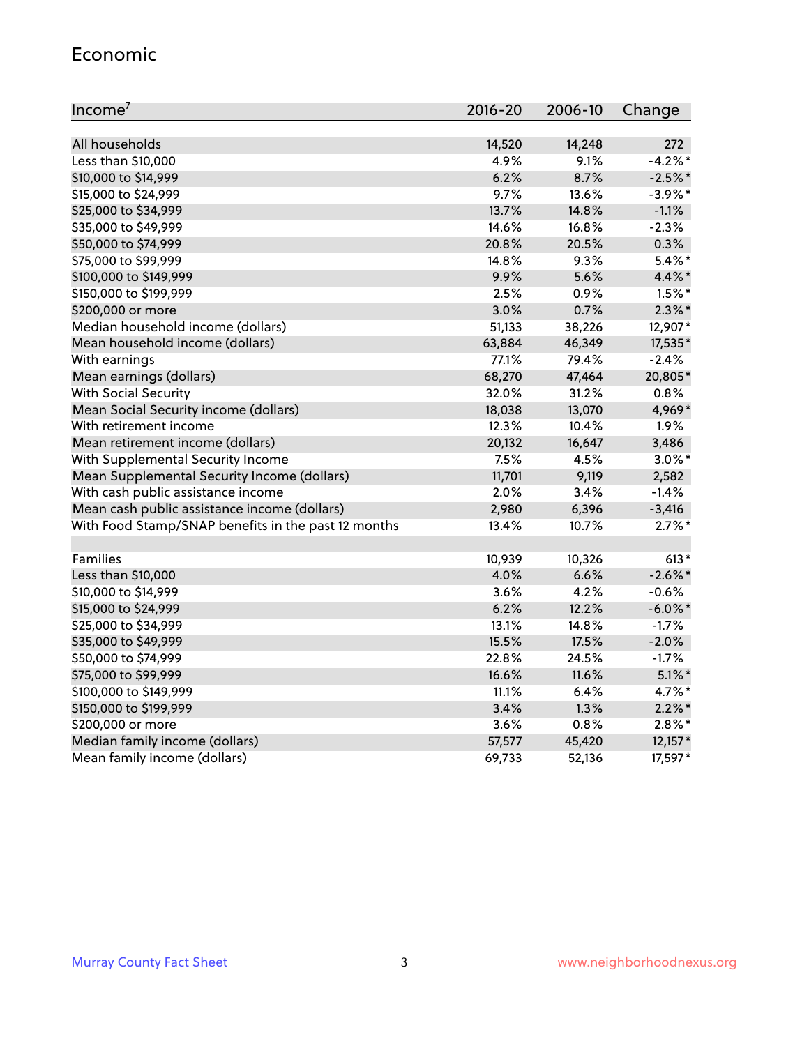## Economic

| Income[7] | 2016-20 | 2006-10 | Change |
|---|---|---|---|
| All households | 14,520 | 14,248 | 272 |
| Less than $10,000 | 4.9% | 9.1% | -4.2%* |
| $10,000 to $14,999 | 6.2% | 8.7% | -2.5%* |
| $15,000 to $24,999 | 9.7% | 13.6% | -3.9%* |
| $25,000 to $34,999 | 13.7% | 14.8% | -1.1% |
| $35,000 to $49,999 | 14.6% | 16.8% | -2.3% |
| $50,000 to $74,999 | 20.8% | 20.5% | 0.3% |
| $75,000 to $99,999 | 14.8% | 9.3% | 5.4%* |
| $100,000 to $149,999 | 9.9% | 5.6% | 4.4%* |
| $150,000 to $199,999 | 2.5% | 0.9% | 1.5%* |
| $200,000 or more | 3.0% | 0.7% | 2.3%* |
| Median household income (dollars) | 51,133 | 38,226 | 12,907* |
| Mean household income (dollars) | 63,884 | 46,349 | 17,535* |
| With earnings | 77.1% | 79.4% | -2.4% |
| Mean earnings (dollars) | 68,270 | 47,464 | 20,805* |
| With Social Security | 32.0% | 31.2% | 0.8% |
| Mean Social Security income (dollars) | 18,038 | 13,070 | 4,969* |
| With retirement income | 12.3% | 10.4% | 1.9% |
| Mean retirement income (dollars) | 20,132 | 16,647 | 3,486 |
| With Supplemental Security Income | 7.5% | 4.5% | 3.0%* |
| Mean Supplemental Security Income (dollars) | 11,701 | 9,119 | 2,582 |
| With cash public assistance income | 2.0% | 3.4% | -1.4% |
| Mean cash public assistance income (dollars) | 2,980 | 6,396 | -3,416 |
| With Food Stamp/SNAP benefits in the past 12 months | 13.4% | 10.7% | 2.7%* |
| | | | |
| Families | 10,939 | 10,326 | 613* |
| Less than $10,000 | 4.0% | 6.6% | -2.6%* |
| $10,000 to $14,999 | 3.6% | 4.2% | -0.6% |
| $15,000 to $24,999 | 6.2% | 12.2% | -6.0%* |
| $25,000 to $34,999 | 13.1% | 14.8% | -1.7% |
| $35,000 to $49,999 | 15.5% | 17.5% | -2.0% |
| $50,000 to $74,999 | 22.8% | 24.5% | -1.7% |
| $75,000 to $99,999 | 16.6% | 11.6% | 5.1%* |
| $100,000 to $149,999 | 11.1% | 6.4% | 4.7%* |
| $150,000 to $199,999 | 3.4% | 1.3% | 2.2%* |
| $200,000 or more | 3.6% | 0.8% | 2.8%* |
| Median family income (dollars) | 57,577 | 45,420 | 12,157* |
| Mean family income (dollars) | 69,733 | 52,136 | 17,597* |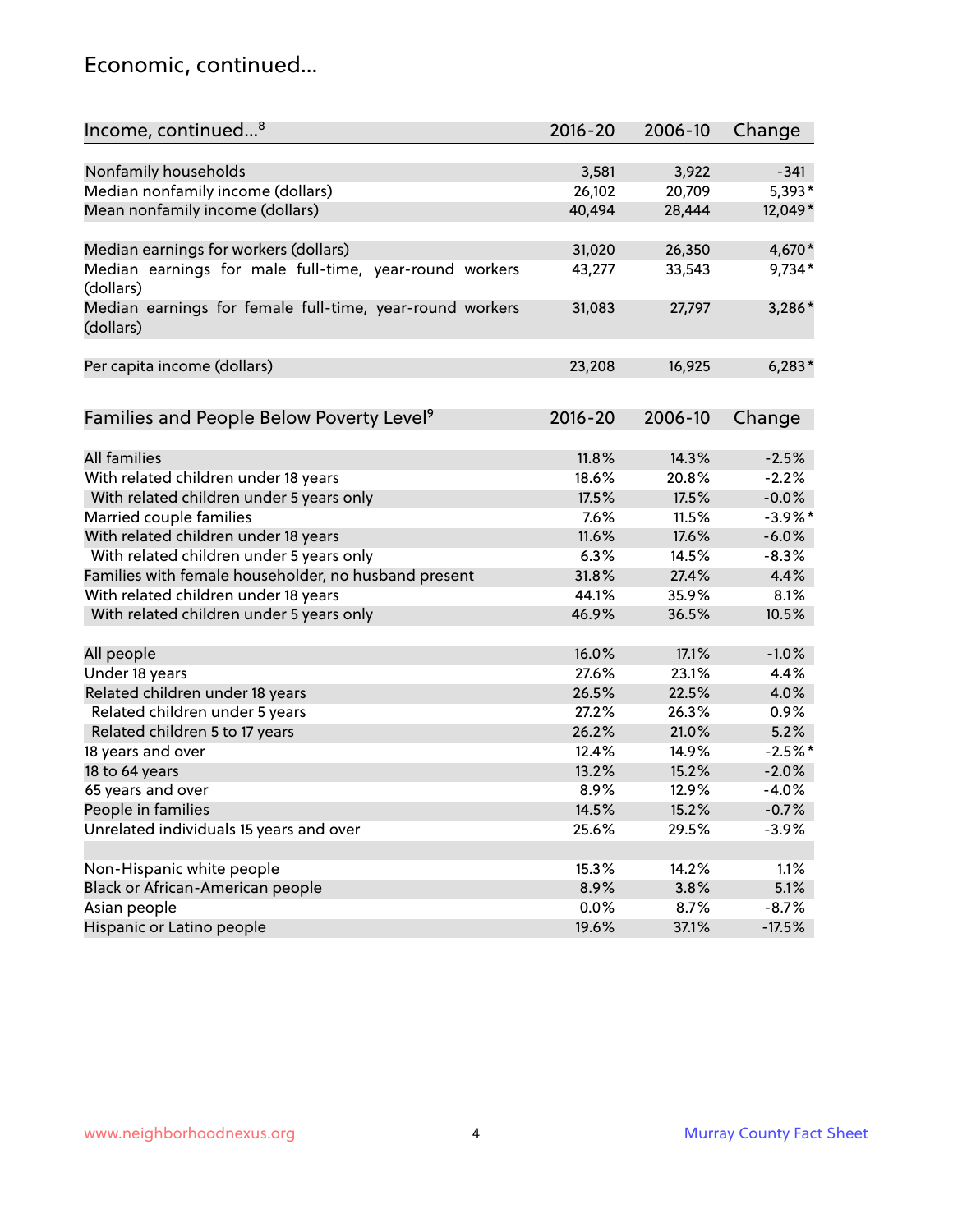## Economic, continued...

| Income, continued...[8] | 2016-20 | 2006-10 | Change |
|---|---|---|---|
| Nonfamily households | 3,581 | 3,922 | -341 |
| Median nonfamily income (dollars) | 26,102 | 20,709 | 5,393* |
| Mean nonfamily income (dollars) | 40,494 | 28,444 | 12,049* |
| Median earnings for workers (dollars) | 31,020 | 26,350 | 4,670* |
| Median earnings for male full-time, year-round workers (dollars) | 43,277 | 33,543 | 9,734* |
| Median earnings for female full-time, year-round workers (dollars) | 31,083 | 27,797 | 3,286* |
| Per capita income (dollars) | 23,208 | 16,925 | 6,283* |

| Families and People Below Poverty Level[9] | 2016-20 | 2006-10 | Change |
|---|---|---|---|
| All families | 11.8% | 14.3% | -2.5% |
| With related children under 18 years | 18.6% | 20.8% | -2.2% |
| With related children under 5 years only | 17.5% | 17.5% | -0.0% |
| Married couple families | 7.6% | 11.5% | -3.9%* |
| With related children under 18 years | 11.6% | 17.6% | -6.0% |
| With related children under 5 years only | 6.3% | 14.5% | -8.3% |
| Families with female householder, no husband present | 31.8% | 27.4% | 4.4% |
| With related children under 18 years | 44.1% | 35.9% | 8.1% |
| With related children under 5 years only | 46.9% | 36.5% | 10.5% |
| All people | 16.0% | 17.1% | -1.0% |
| Under 18 years | 27.6% | 23.1% | 4.4% |
| Related children under 18 years | 26.5% | 22.5% | 4.0% |
| Related children under 5 years | 27.2% | 26.3% | 0.9% |
| Related children 5 to 17 years | 26.2% | 21.0% | 5.2% |
| 18 years and over | 12.4% | 14.9% | -2.5%* |
| 18 to 64 years | 13.2% | 15.2% | -2.0% |
| 65 years and over | 8.9% | 12.9% | -4.0% |
| People in families | 14.5% | 15.2% | -0.7% |
| Unrelated individuals 15 years and over | 25.6% | 29.5% | -3.9% |
| Non-Hispanic white people | 15.3% | 14.2% | 1.1% |
| Black or African-American people | 8.9% | 3.8% | 5.1% |
| Asian people | 0.0% | 8.7% | -8.7% |
| Hispanic or Latino people | 19.6% | 37.1% | -17.5% |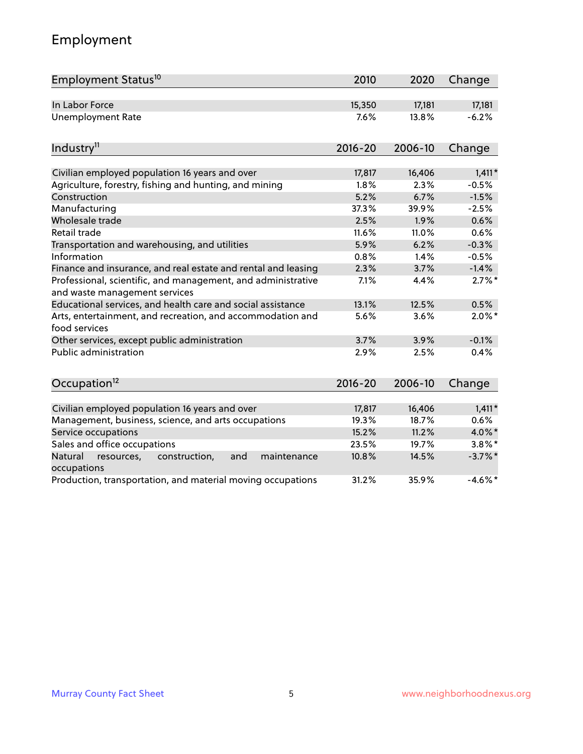# Employment

| Employment Status[10] | 2010 | 2020 | Change |
|---|---|---|---|
| In Labor Force | 15,350 | 17,181 | 17,181 |
| Unemployment Rate | 7.6% | 13.8% | -6.2% |

| Industry[11] | 2016-20 | 2006-10 | Change |
|---|---|---|---|
| Civilian employed population 16 years and over | 17,817 | 16,406 | 1,411* |
| Agriculture, forestry, fishing and hunting, and mining | 1.8% | 2.3% | -0.5% |
| Construction | 5.2% | 6.7% | -1.5% |
| Manufacturing | 37.3% | 39.9% | -2.5% |
| Wholesale trade | 2.5% | 1.9% | 0.6% |
| Retail trade | 11.6% | 11.0% | 0.6% |
| Transportation and warehousing, and utilities | 5.9% | 6.2% | -0.3% |
| Information | 0.8% | 1.4% | -0.5% |
| Finance and insurance, and real estate and rental and leasing | 2.3% | 3.7% | -1.4% |
| Professional, scientific, and management, and administrative and waste management services | 7.1% | 4.4% | 2.7%* |
| Educational services, and health care and social assistance | 13.1% | 12.5% | 0.5% |
| Arts, entertainment, and recreation, and accommodation and food services | 5.6% | 3.6% | 2.0%* |
| Other services, except public administration | 3.7% | 3.9% | -0.1% |
| Public administration | 2.9% | 2.5% | 0.4% |

| Occupation[12] | 2016-20 | 2006-10 | Change |
|---|---|---|---|
| Civilian employed population 16 years and over | 17,817 | 16,406 | 1,411* |
| Management, business, science, and arts occupations | 19.3% | 18.7% | 0.6% |
| Service occupations | 15.2% | 11.2% | 4.0%* |
| Sales and office occupations | 23.5% | 19.7% | 3.8%* |
| Natural resources, construction, and maintenance occupations | 10.8% | 14.5% | -3.7%* |
| Production, transportation, and material moving occupations | 31.2% | 35.9% | -4.6%* |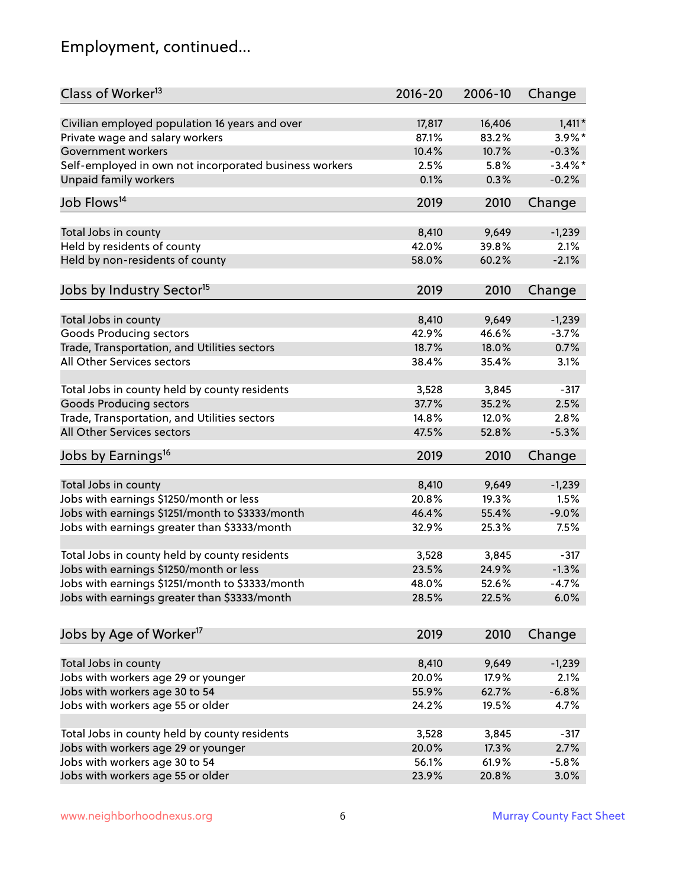# Employment, continued...

| Class of Worker[13] | 2016-20 | 2006-10 | Change |
|---|---|---|---|
| Civilian employed population 16 years and over | 17,817 | 16,406 | 1,411* |
| Private wage and salary workers | 87.1% | 83.2% | 3.9%* |
| Government workers | 10.4% | 10.7% | -0.3% |
| Self-employed in own not incorporated business workers | 2.5% | 5.8% | -3.4%* |
| Unpaid family workers | 0.1% | 0.3% | -0.2% |

| Job Flows[14] | 2019 | 2010 | Change |
|---|---|---|---|
| Total Jobs in county | 8,410 | 9,649 | -1,239 |
| Held by residents of county | 42.0% | 39.8% | 2.1% |
| Held by non-residents of county | 58.0% | 60.2% | -2.1% |

| Jobs by Industry Sector[15] | 2019 | 2010 | Change |
|---|---|---|---|
| Total Jobs in county | 8,410 | 9,649 | -1,239 |
| Goods Producing sectors | 42.9% | 46.6% | -3.7% |
| Trade, Transportation, and Utilities sectors | 18.7% | 18.0% | 0.7% |
| All Other Services sectors | 38.4% | 35.4% | 3.1% |
| | | | |
| Total Jobs in county held by county residents | 3,528 | 3,845 | -317 |
| Goods Producing sectors | 37.7% | 35.2% | 2.5% |
| Trade, Transportation, and Utilities sectors | 14.8% | 12.0% | 2.8% |
| All Other Services sectors | 47.5% | 52.8% | -5.3% |

| Jobs by Earnings[16] | 2019 | 2010 | Change |
|---|---|---|---|
| Total Jobs in county | 8,410 | 9,649 | -1,239 |
| Jobs with earnings $1250/month or less | 20.8% | 19.3% | 1.5% |
| Jobs with earnings $1251/month to $3333/month | 46.4% | 55.4% | -9.0% |
| Jobs with earnings greater than $3333/month | 32.9% | 25.3% | 7.5% |
| | | | |
| Total Jobs in county held by county residents | 3,528 | 3,845 | -317 |
| Jobs with earnings $1250/month or less | 23.5% | 24.9% | -1.3% |
| Jobs with earnings $1251/month to $3333/month | 48.0% | 52.6% | -4.7% |
| Jobs with earnings greater than $3333/month | 28.5% | 22.5% | 6.0% |

| Jobs by Age of Worker[17] | 2019 | 2010 | Change |
|---|---|---|---|
| Total Jobs in county | 8,410 | 9,649 | -1,239 |
| Jobs with workers age 29 or younger | 20.0% | 17.9% | 2.1% |
| Jobs with workers age 30 to 54 | 55.9% | 62.7% | -6.8% |
| Jobs with workers age 55 or older | 24.2% | 19.5% | 4.7% |
| | | | |
| Total Jobs in county held by county residents | 3,528 | 3,845 | -317 |
| Jobs with workers age 29 or younger | 20.0% | 17.3% | 2.7% |
| Jobs with workers age 30 to 54 | 56.1% | 61.9% | -5.8% |
| Jobs with workers age 55 or older | 23.9% | 20.8% | 3.0% |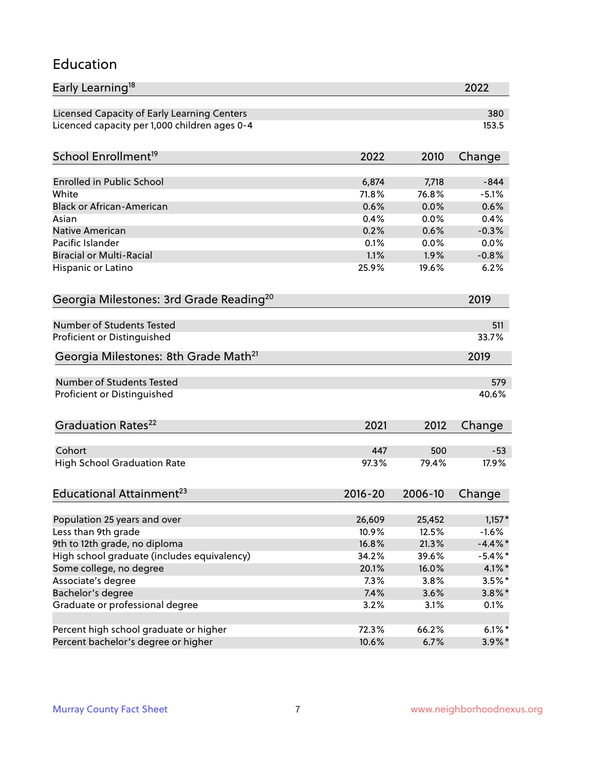# Education

| Early Learning[18] | 2022 |
|---|---|
| Licensed Capacity of Early Learning Centers | 380 |
| Licenced capacity per 1,000 children ages 0-4 | 153.5 |

| School Enrollment[19] | 2022 | 2010 | Change |
|---|---|---|---|
| Enrolled in Public School | 6,874 | 7,718 | -844 |
| White | 71.8% | 76.8% | -5.1% |
| Black or African-American | 0.6% | 0.0% | 0.6% |
| Asian | 0.4% | 0.0% | 0.4% |
| Native American | 0.2% | 0.6% | -0.3% |
| Pacific Islander | 0.1% | 0.0% | 0.0% |
| Biracial or Multi-Racial | 1.1% | 1.9% | -0.8% |
| Hispanic or Latino | 25.9% | 19.6% | 6.2% |

| Georgia Milestones: 3rd Grade Reading[20] | 2019 |
|---|---|
| Number of Students Tested | 511 |
| Proficient or Distinguished | 33.7% |

| Georgia Milestones: 8th Grade Math[21] | 2019 |
|---|---|
| Number of Students Tested | 579 |
| Proficient or Distinguished | 40.6% |

| Graduation Rates[22] | 2021 | 2012 | Change |
|---|---|---|---|
| Cohort | 447 | 500 | -53 |
| High School Graduation Rate | 97.3% | 79.4% | 17.9% |

| Educational Attainment[23] | 2016-20 | 2006-10 | Change |
|---|---|---|---|
| Population 25 years and over | 26,609 | 25,452 | 1,157* |
| Less than 9th grade | 10.9% | 12.5% | -1.6% |
| 9th to 12th grade, no diploma | 16.8% | 21.3% | -4.4%* |
| High school graduate (includes equivalency) | 34.2% | 39.6% | -5.4%* |
| Some college, no degree | 20.1% | 16.0% | 4.1%* |
| Associate's degree | 7.3% | 3.8% | 3.5%* |
| Bachelor's degree | 7.4% | 3.6% | 3.8%* |
| Graduate or professional degree | 3.2% | 3.1% | 0.1% |
| | | | |
| Percent high school graduate or higher | 72.3% | 66.2% | 6.1%* |
| Percent bachelor's degree or higher | 10.6% | 6.7% | 3.9%* |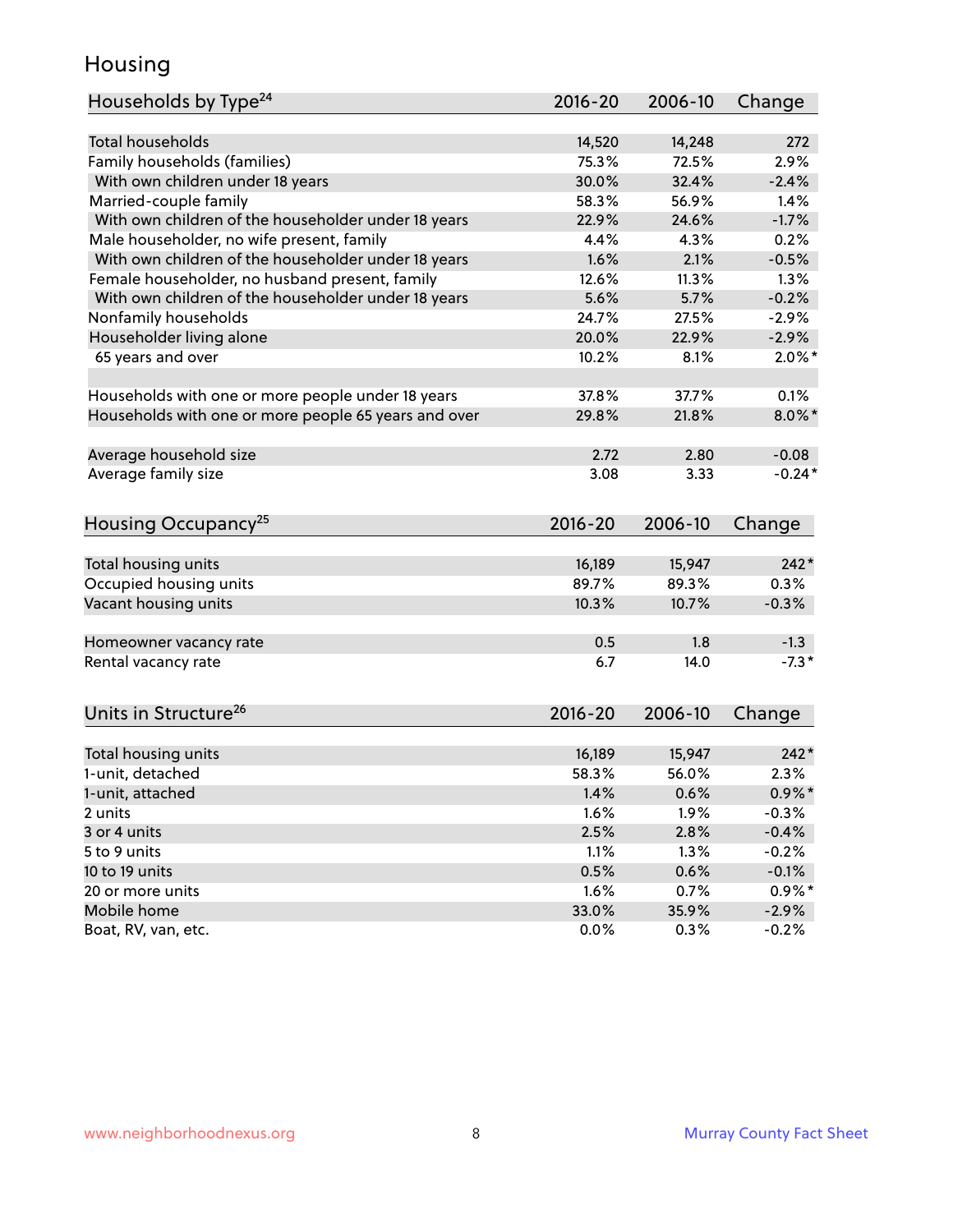# Housing

| Households by Type[24] | 2016-20 | 2006-10 | Change |
|---|---|---|---|
| Total households | 14,520 | 14,248 | 272 |
| Family households (families) | 75.3% | 72.5% | 2.9% |
| With own children under 18 years | 30.0% | 32.4% | -2.4% |
| Married-couple family | 58.3% | 56.9% | 1.4% |
| With own children of the householder under 18 years | 22.9% | 24.6% | -1.7% |
| Male householder, no wife present, family | 4.4% | 4.3% | 0.2% |
| With own children of the householder under 18 years | 1.6% | 2.1% | -0.5% |
| Female householder, no husband present, family | 12.6% | 11.3% | 1.3% |
| With own children of the householder under 18 years | 5.6% | 5.7% | -0.2% |
| Nonfamily households | 24.7% | 27.5% | -2.9% |
| Householder living alone | 20.0% | 22.9% | -2.9% |
| 65 years and over | 10.2% | 8.1% | 2.0%* |
| | | | |
| Households with one or more people under 18 years | 37.8% | 37.7% | 0.1% |
| Households with one or more people 65 years and over | 29.8% | 21.8% | 8.0%* |
| | | | |
| Average household size | 2.72 | 2.80 | -0.08 |
| Average family size | 3.08 | 3.33 | -0.24* |

| Housing Occupancy[25] | 2016-20 | 2006-10 | Change |
|---|---|---|---|
| Total housing units | 16,189 | 15,947 | 242* |
| Occupied housing units | 89.7% | 89.3% | 0.3% |
| Vacant housing units | 10.3% | 10.7% | -0.3% |
| | | | |
| Homeowner vacancy rate | 0.5 | 1.8 | -1.3 |
| Rental vacancy rate | 6.7 | 14.0 | -7.3* |

| Units in Structure[26] | 2016-20 | 2006-10 | Change |
|---|---|---|---|
| Total housing units | 16,189 | 15,947 | 242* |
| 1-unit, detached | 58.3% | 56.0% | 2.3% |
| 1-unit, attached | 1.4% | 0.6% | 0.9%* |
| 2 units | 1.6% | 1.9% | -0.3% |
| 3 or 4 units | 2.5% | 2.8% | -0.4% |
| 5 to 9 units | 1.1% | 1.3% | -0.2% |
| 10 to 19 units | 0.5% | 0.6% | -0.1% |
| 20 or more units | 1.6% | 0.7% | 0.9%* |
| Mobile home | 33.0% | 35.9% | -2.9% |
| Boat, RV, van, etc. | 0.0% | 0.3% | -0.2% |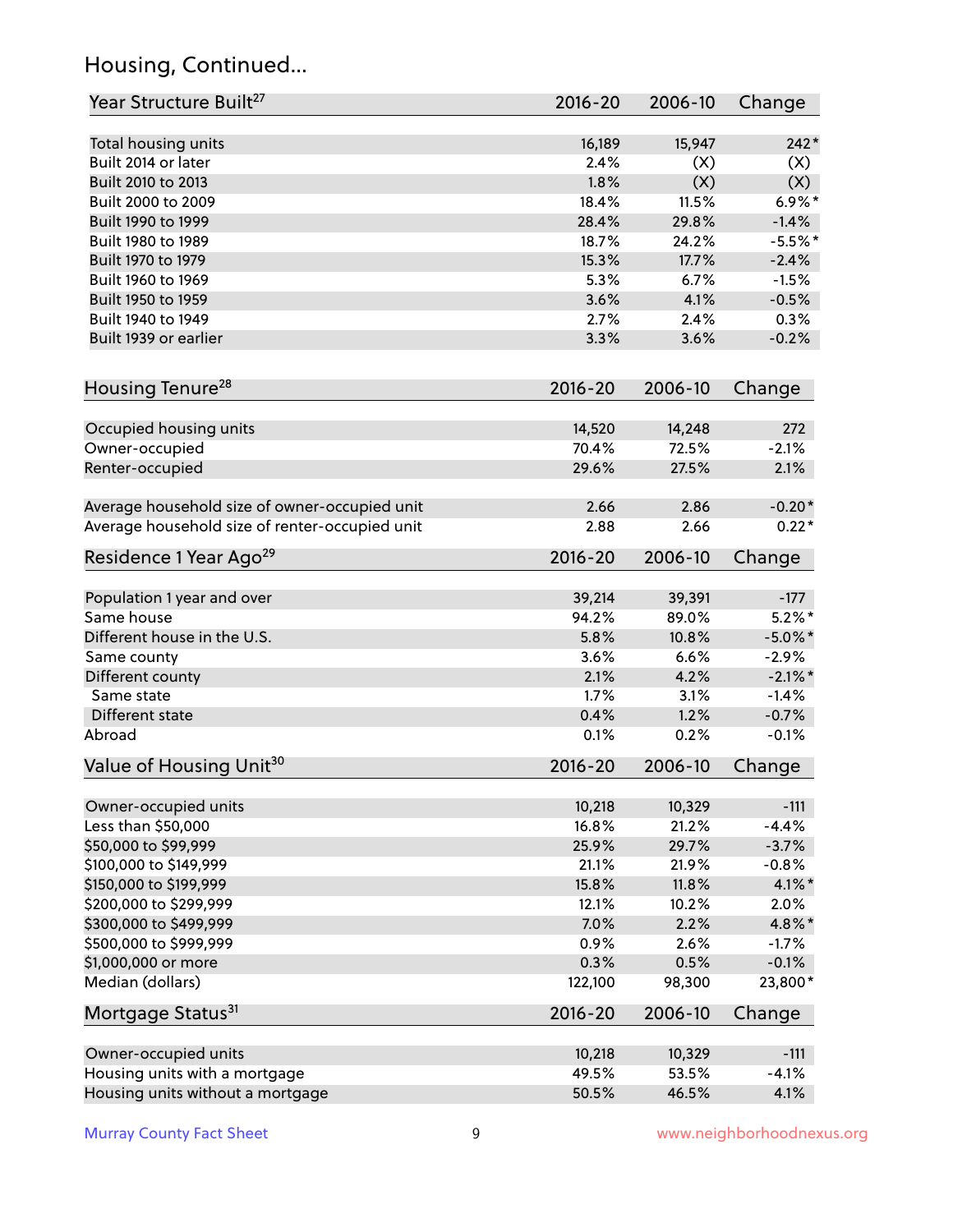## Housing, Continued...

| Year Structure Built[27] | 2016-20 | 2006-10 | Change |
|---|---|---|---|
| Total housing units | 16,189 | 15,947 | 242* |
| Built 2014 or later | 2.4% | (X) | (X) |
| Built 2010 to 2013 | 1.8% | (X) | (X) |
| Built 2000 to 2009 | 18.4% | 11.5% | 6.9%* |
| Built 1990 to 1999 | 28.4% | 29.8% | -1.4% |
| Built 1980 to 1989 | 18.7% | 24.2% | -5.5%* |
| Built 1970 to 1979 | 15.3% | 17.7% | -2.4% |
| Built 1960 to 1969 | 5.3% | 6.7% | -1.5% |
| Built 1950 to 1959 | 3.6% | 4.1% | -0.5% |
| Built 1940 to 1949 | 2.7% | 2.4% | 0.3% |
| Built 1939 or earlier | 3.3% | 3.6% | -0.2% |

| Housing Tenure[28] | 2016-20 | 2006-10 | Change |
|---|---|---|---|
| Occupied housing units | 14,520 | 14,248 | 272 |
| Owner-occupied | 70.4% | 72.5% | -2.1% |
| Renter-occupied | 29.6% | 27.5% | 2.1% |
| Average household size of owner-occupied unit | 2.66 | 2.86 | -0.20* |
| Average household size of renter-occupied unit | 2.88 | 2.66 | 0.22* |

| Residence 1 Year Ago[29] | 2016-20 | 2006-10 | Change |
|---|---|---|---|
| Population 1 year and over | 39,214 | 39,391 | -177 |
| Same house | 94.2% | 89.0% | 5.2%* |
| Different house in the U.S. | 5.8% | 10.8% | -5.0%* |
| Same county | 3.6% | 6.6% | -2.9% |
| Different county | 2.1% | 4.2% | -2.1%* |
| Same state | 1.7% | 3.1% | -1.4% |
| Different state | 0.4% | 1.2% | -0.7% |
| Abroad | 0.1% | 0.2% | -0.1% |

| Value of Housing Unit[30] | 2016-20 | 2006-10 | Change |
|---|---|---|---|
| Owner-occupied units | 10,218 | 10,329 | -111 |
| Less than $50,000 | 16.8% | 21.2% | -4.4% |
| $50,000 to $99,999 | 25.9% | 29.7% | -3.7% |
| $100,000 to $149,999 | 21.1% | 21.9% | -0.8% |
| $150,000 to $199,999 | 15.8% | 11.8% | 4.1%* |
| $200,000 to $299,999 | 12.1% | 10.2% | 2.0% |
| $300,000 to $499,999 | 7.0% | 2.2% | 4.8%* |
| $500,000 to $999,999 | 0.9% | 2.6% | -1.7% |
| $1,000,000 or more | 0.3% | 0.5% | -0.1% |
| Median (dollars) | 122,100 | 98,300 | 23,800* |

| Mortgage Status[31] | 2016-20 | 2006-10 | Change |
|---|---|---|---|
| Owner-occupied units | 10,218 | 10,329 | -111 |
| Housing units with a mortgage | 49.5% | 53.5% | -4.1% |
| Housing units without a mortgage | 50.5% | 46.5% | 4.1% |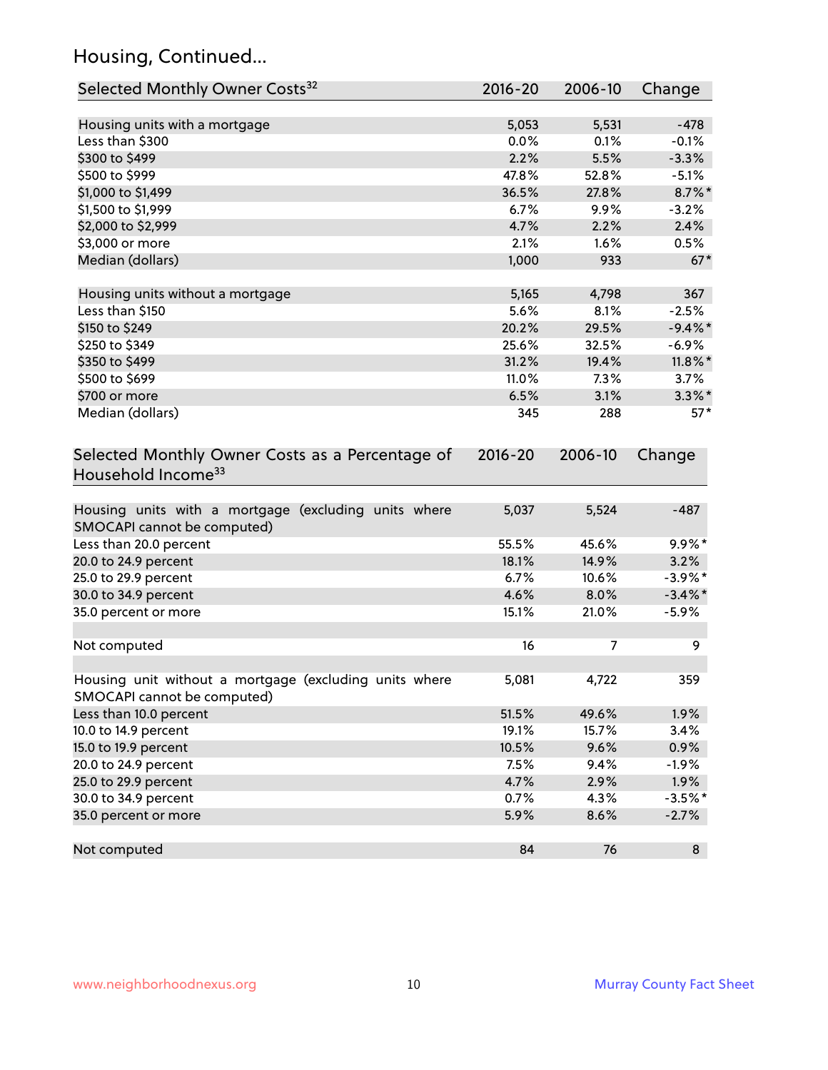## Housing, Continued...

| Selected Monthly Owner Costs[32] | 2016-20 | 2006-10 | Change |
|---|---|---|---|
| Housing units with a mortgage | 5,053 | 5,531 | -478 |
| Less than $300 | 0.0% | 0.1% | -0.1% |
| $300 to $499 | 2.2% | 5.5% | -3.3% |
| $500 to $999 | 47.8% | 52.8% | -5.1% |
| $1,000 to $1,499 | 36.5% | 27.8% | 8.7%* |
| $1,500 to $1,999 | 6.7% | 9.9% | -3.2% |
| $2,000 to $2,999 | 4.7% | 2.2% | 2.4% |
| $3,000 or more | 2.1% | 1.6% | 0.5% |
| Median (dollars) | 1,000 | 933 | 67* |
| | | | |
| Housing units without a mortgage | 5,165 | 4,798 | 367 |
| Less than $150 | 5.6% | 8.1% | -2.5% |
| $150 to $249 | 20.2% | 29.5% | -9.4%* |
| $250 to $349 | 25.6% | 32.5% | -6.9% |
| $350 to $499 | 31.2% | 19.4% | 11.8%* |
| $500 to $699 | 11.0% | 7.3% | 3.7% |
| $700 or more | 6.5% | 3.1% | 3.3%* |
| Median (dollars) | 345 | 288 | 57* |

| Selected Monthly Owner Costs as a Percentage of Household Income[33] | 2016-20 | 2006-10 | Change |
|---|---|---|---|
| Housing units with a mortgage (excluding units where SMOCAPI cannot be computed) | 5,037 | 5,524 | -487 |
| Less than 20.0 percent | 55.5% | 45.6% | 9.9%* |
| 20.0 to 24.9 percent | 18.1% | 14.9% | 3.2% |
| 25.0 to 29.9 percent | 6.7% | 10.6% | -3.9%* |
| 30.0 to 34.9 percent | 4.6% | 8.0% | -3.4%* |
| 35.0 percent or more | 15.1% | 21.0% | -5.9% |
| | | | |
| Not computed | 16 | 7 | 9 |
| | | | |
| Housing unit without a mortgage (excluding units where SMOCAPI cannot be computed) | 5,081 | 4,722 | 359 |
| Less than 10.0 percent | 51.5% | 49.6% | 1.9% |
| 10.0 to 14.9 percent | 19.1% | 15.7% | 3.4% |
| 15.0 to 19.9 percent | 10.5% | 9.6% | 0.9% |
| 20.0 to 24.9 percent | 7.5% | 9.4% | -1.9% |
| 25.0 to 29.9 percent | 4.7% | 2.9% | 1.9% |
| 30.0 to 34.9 percent | 0.7% | 4.3% | -3.5%* |
| 35.0 percent or more | 5.9% | 8.6% | -2.7% |
| | | | |
| Not computed | 84 | 76 | 8 |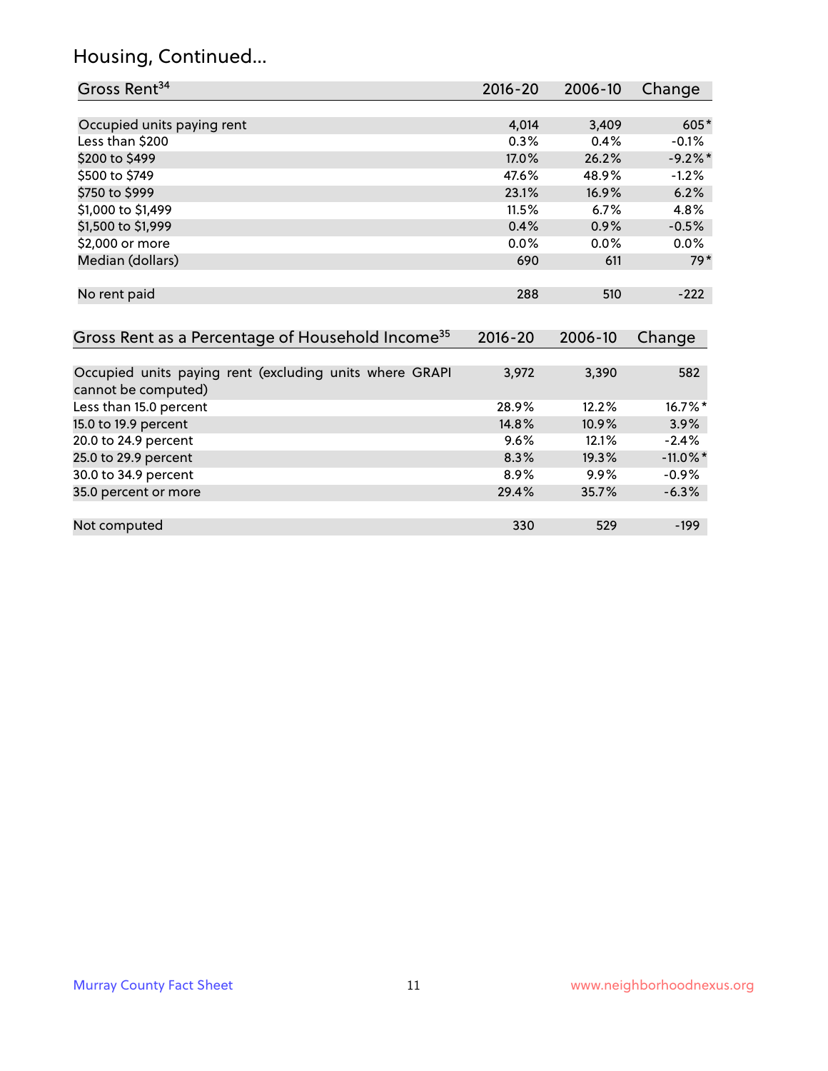## Housing, Continued...

| Gross Rent[34] | 2016-20 | 2006-10 | Change |
|---|---|---|---|
| Occupied units paying rent | 4,014 | 3,409 | 605* |
| Less than $200 | 0.3% | 0.4% | -0.1% |
| $200 to $499 | 17.0% | 26.2% | -9.2%* |
| $500 to $749 | 47.6% | 48.9% | -1.2% |
| $750 to $999 | 23.1% | 16.9% | 6.2% |
| $1,000 to $1,499 | 11.5% | 6.7% | 4.8% |
| $1,500 to $1,999 | 0.4% | 0.9% | -0.5% |
| $2,000 or more | 0.0% | 0.0% | 0.0% |
| Median (dollars) | 690 | 611 | 79* |
| No rent paid | 288 | 510 | -222 |

| Gross Rent as a Percentage of Household Income[35] | 2016-20 | 2006-10 | Change |
|---|---|---|---|
| Occupied units paying rent (excluding units where GRAPI cannot be computed) | 3,972 | 3,390 | 582 |
| Less than 15.0 percent | 28.9% | 12.2% | 16.7%* |
| 15.0 to 19.9 percent | 14.8% | 10.9% | 3.9% |
| 20.0 to 24.9 percent | 9.6% | 12.1% | -2.4% |
| 25.0 to 29.9 percent | 8.3% | 19.3% | -11.0%* |
| 30.0 to 34.9 percent | 8.9% | 9.9% | -0.9% |
| 35.0 percent or more | 29.4% | 35.7% | -6.3% |
| Not computed | 330 | 529 | -199 |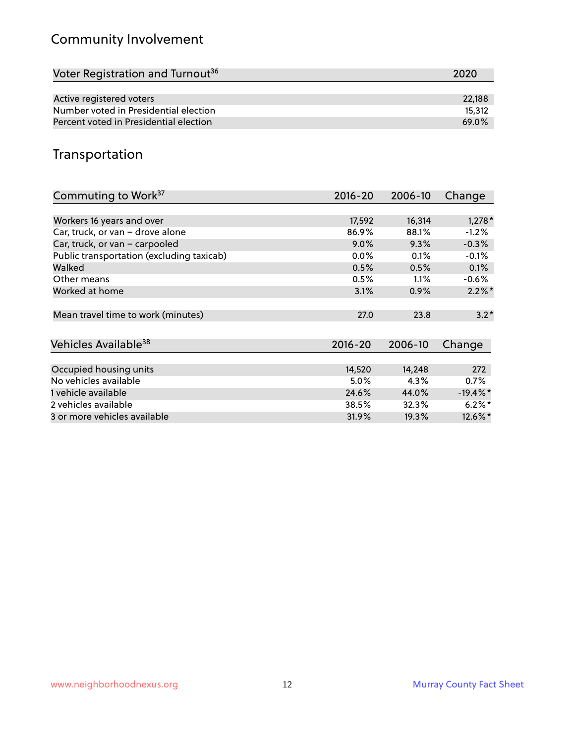## Community Involvement

| Voter Registration and Turnout[36] | 2020 |
|---|---|
| Active registered voters | 22,188 |
| Number voted in Presidential election | 15,312 |
| Percent voted in Presidential election | 69.0% |

## Transportation

| Commuting to Work[37] | 2016-20 | 2006-10 | Change |
|---|---|---|---|
| Workers 16 years and over | 17,592 | 16,314 | 1,278* |
| Car, truck, or van – drove alone | 86.9% | 88.1% | -1.2% |
| Car, truck, or van – carpooled | 9.0% | 9.3% | -0.3% |
| Public transportation (excluding taxicab) | 0.0% | 0.1% | -0.1% |
| Walked | 0.5% | 0.5% | 0.1% |
| Other means | 0.5% | 1.1% | -0.6% |
| Worked at home | 3.1% | 0.9% | 2.2%* |
| Mean travel time to work (minutes) | 27.0 | 23.8 | 3.2* |

| Vehicles Available[38] | 2016-20 | 2006-10 | Change |
|---|---|---|---|
| Occupied housing units | 14,520 | 14,248 | 272 |
| No vehicles available | 5.0% | 4.3% | 0.7% |
| 1 vehicle available | 24.6% | 44.0% | -19.4%* |
| 2 vehicles available | 38.5% | 32.3% | 6.2%* |
| 3 or more vehicles available | 31.9% | 19.3% | 12.6%* |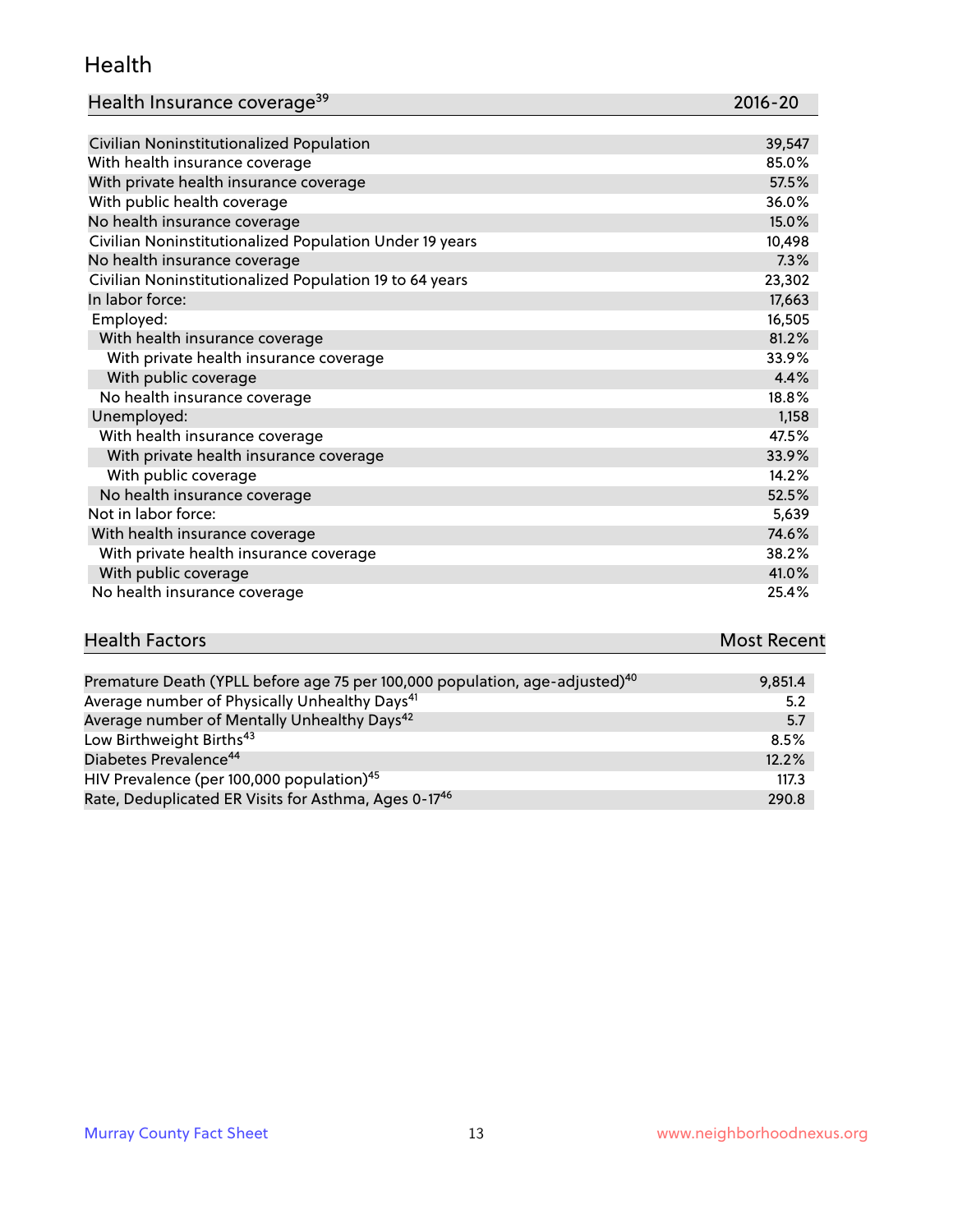## Health

| Health Insurance coverage[39] | 2016-20 |
| --- | --- |
| Civilian Noninstitutionalized Population | 39,547 |
| With health insurance coverage | 85.0% |
| With private health insurance coverage | 57.5% |
| With public health coverage | 36.0% |
| No health insurance coverage | 15.0% |
| Civilian Noninstitutionalized Population Under 19 years | 10,498 |
| No health insurance coverage | 7.3% |
| Civilian Noninstitutionalized Population 19 to 64 years | 23,302 |
| In labor force: | 17,663 |
| Employed: | 16,505 |
| With health insurance coverage | 81.2% |
| With private health insurance coverage | 33.9% |
| With public coverage | 4.4% |
| No health insurance coverage | 18.8% |
| Unemployed: | 1,158 |
| With health insurance coverage | 47.5% |
| With private health insurance coverage | 33.9% |
| With public coverage | 14.2% |
| No health insurance coverage | 52.5% |
| Not in labor force: | 5,639 |
| With health insurance coverage | 74.6% |
| With private health insurance coverage | 38.2% |
| With public coverage | 41.0% |
| No health insurance coverage | 25.4% |

| Health Factors | Most Recent |
| --- | --- |
| Premature Death (YPLL before age 75 per 100,000 population, age-adjusted)[40] | 9,851.4 |
| Average number of Physically Unhealthy Days[41] | 5.2 |
| Average number of Mentally Unhealthy Days[42] | 5.7 |
| Low Birthweight Births[43] | 8.5% |
| Diabetes Prevalence[44] | 12.2% |
| HIV Prevalence (per 100,000 population)[45] | 117.3 |
| Rate, Deduplicated ER Visits for Asthma, Ages 0-17[46] | 290.8 |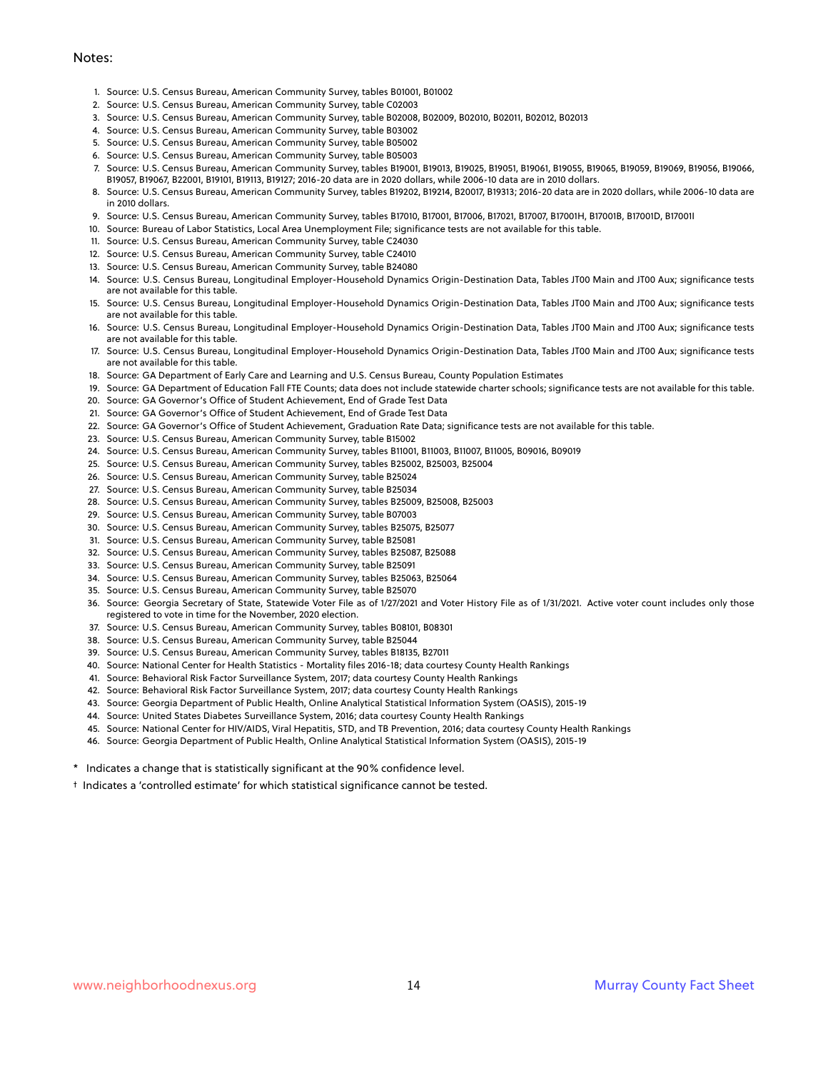Notes:

1. Source: U.S. Census Bureau, American Community Survey, tables B01001, B01002
2. Source: U.S. Census Bureau, American Community Survey, table C02003
3. Source: U.S. Census Bureau, American Community Survey, table B02008, B02009, B02010, B02011, B02012, B02013
4. Source: U.S. Census Bureau, American Community Survey, table B03002
5. Source: U.S. Census Bureau, American Community Survey, table B05002
6. Source: U.S. Census Bureau, American Community Survey, table B05003
7. Source: U.S. Census Bureau, American Community Survey, tables B19001, B19013, B19025, B19051, B19061, B19055, B19065, B19059, B19069, B19056, B19066, B19057, B19067, B22001, B19101, B19113, B19127; 2016-20 data are in 2020 dollars, while 2006-10 data are in 2010 dollars.
8. Source: U.S. Census Bureau, American Community Survey, tables B19202, B19214, B20017, B19313; 2016-20 data are in 2020 dollars, while 2006-10 data are in 2010 dollars.
9. Source: U.S. Census Bureau, American Community Survey, tables B17010, B17001, B17006, B17021, B17007, B17001H, B17001B, B17001D, B17001I
10. Source: Bureau of Labor Statistics, Local Area Unemployment File; significance tests are not available for this table.
11. Source: U.S. Census Bureau, American Community Survey, table C24030
12. Source: U.S. Census Bureau, American Community Survey, table C24010
13. Source: U.S. Census Bureau, American Community Survey, table B24080
14. Source: U.S. Census Bureau, Longitudinal Employer-Household Dynamics Origin-Destination Data, Tables JT00 Main and JT00 Aux; significance tests are not available for this table.
15. Source: U.S. Census Bureau, Longitudinal Employer-Household Dynamics Origin-Destination Data, Tables JT00 Main and JT00 Aux; significance tests are not available for this table.
16. Source: U.S. Census Bureau, Longitudinal Employer-Household Dynamics Origin-Destination Data, Tables JT00 Main and JT00 Aux; significance tests are not available for this table.
17. Source: U.S. Census Bureau, Longitudinal Employer-Household Dynamics Origin-Destination Data, Tables JT00 Main and JT00 Aux; significance tests are not available for this table.
18. Source: GA Department of Early Care and Learning and U.S. Census Bureau, County Population Estimates
19. Source: GA Department of Education Fall FTE Counts; data does not include statewide charter schools; significance tests are not available for this table.
20. Source: GA Governor's Office of Student Achievement, End of Grade Test Data
21. Source: GA Governor's Office of Student Achievement, End of Grade Test Data
22. Source: GA Governor's Office of Student Achievement, Graduation Rate Data; significance tests are not available for this table.
23. Source: U.S. Census Bureau, American Community Survey, table B15002
24. Source: U.S. Census Bureau, American Community Survey, tables B11001, B11003, B11007, B11005, B09016, B09019
25. Source: U.S. Census Bureau, American Community Survey, tables B25002, B25003, B25004
26. Source: U.S. Census Bureau, American Community Survey, table B25024
27. Source: U.S. Census Bureau, American Community Survey, table B25034
28. Source: U.S. Census Bureau, American Community Survey, tables B25009, B25008, B25003
29. Source: U.S. Census Bureau, American Community Survey, table B07003
30. Source: U.S. Census Bureau, American Community Survey, tables B25075, B25077
31. Source: U.S. Census Bureau, American Community Survey, table B25081
32. Source: U.S. Census Bureau, American Community Survey, tables B25087, B25088
33. Source: U.S. Census Bureau, American Community Survey, table B25091
34. Source: U.S. Census Bureau, American Community Survey, tables B25063, B25064
35. Source: U.S. Census Bureau, American Community Survey, table B25070
36. Source: Georgia Secretary of State, Statewide Voter File as of 1/27/2021 and Voter History File as of 1/31/2021. Active voter count includes only those registered to vote in time for the November, 2020 election.
37. Source: U.S. Census Bureau, American Community Survey, tables B08101, B08301
38. Source: U.S. Census Bureau, American Community Survey, table B25044
39. Source: U.S. Census Bureau, American Community Survey, tables B18135, B27011
40. Source: National Center for Health Statistics - Mortality files 2016-18; data courtesy County Health Rankings
41. Source: Behavioral Risk Factor Surveillance System, 2017; data courtesy County Health Rankings
42. Source: Behavioral Risk Factor Surveillance System, 2017; data courtesy County Health Rankings
43. Source: Georgia Department of Public Health, Online Analytical Statistical Information System (OASIS), 2015-19
44. Source: United States Diabetes Surveillance System, 2016; data courtesy County Health Rankings
45. Source: National Center for HIV/AIDS, Viral Hepatitis, STD, and TB Prevention, 2016; data courtesy County Health Rankings
46. Source: Georgia Department of Public Health, Online Analytical Statistical Information System (OASIS), 2015-19

\* Indicates a change that is statistically significant at the 90% confidence level.

† Indicates a 'controlled estimate' for which statistical significance cannot be tested.